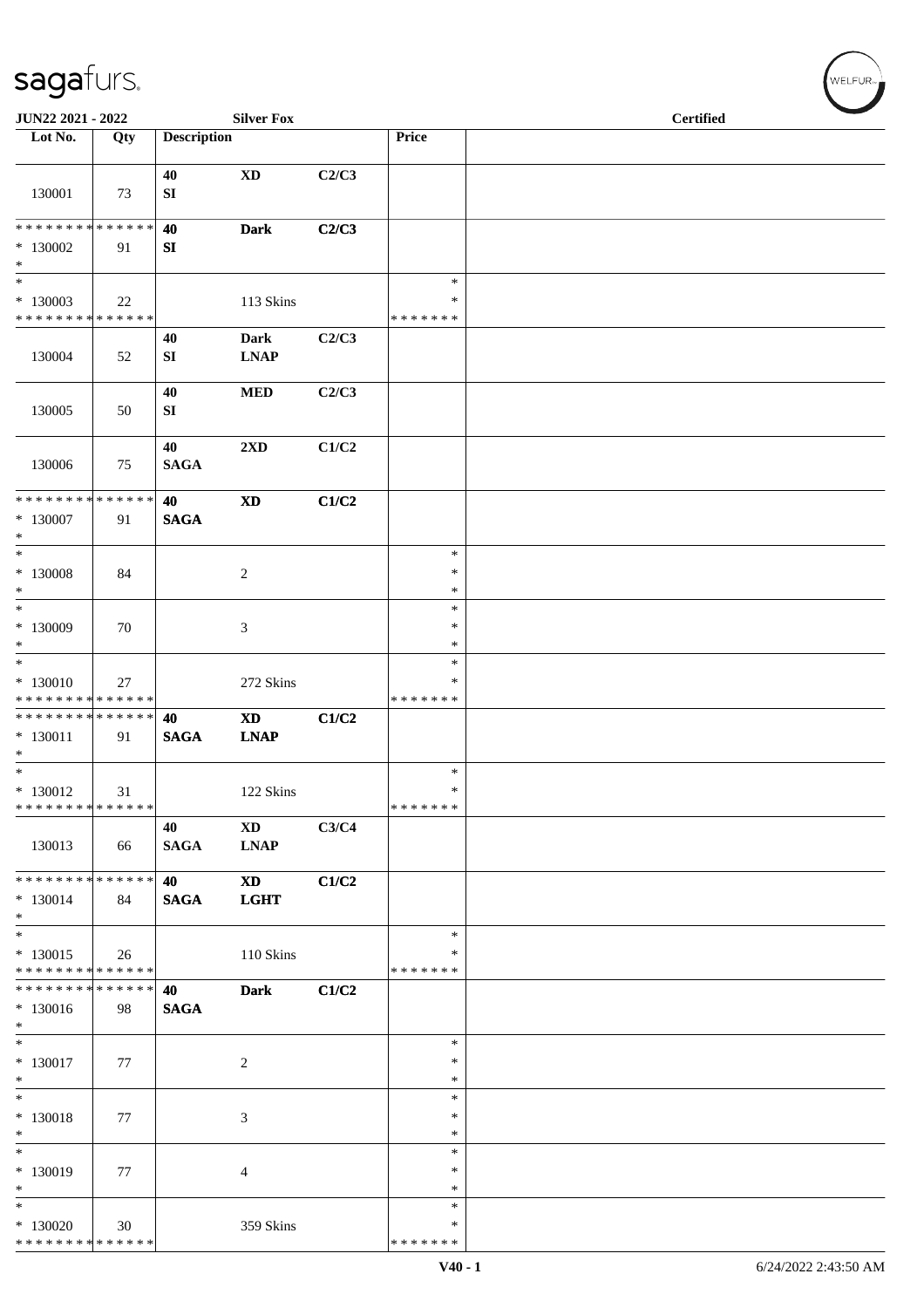JUN22 2021 - 2022 | Silver Fox | Certified

| Lot No. | Qty | Description | | | Price | |
|---|---|---|---|---|---|---|
| 130001 | 73 | 40 SI | XD | C2/C3 | | |
| * * * * * * * * * * * * * * * 130002 * | 91 | 40 SI | Dark | C2/C3 | | |
| * * 130003 * * * * * * * * * * * * * * | 22 | | 113 Skins | | * * * * * * * * * | |
| 130004 | 52 | 40 SI | Dark LNAP | C2/C3 | | |
| 130005 | 50 | 40 SI | MED | C2/C3 | | |
| 130006 | 75 | 40 SAGA | 2XD | C1/C2 | | |
| * * * * * * * * * * * * * * * 130007 * | 91 | 40 SAGA | XD | C1/C2 | | |
| * * 130008 * | 84 | | 2 | | * * * | |
| * * 130009 * | 70 | | 3 | | * * * | |
| * * 130010 * * * * * * * * * * * * * * | 27 | | 272 Skins | | * * * * * * * * * | |
| * * * * * * * * * * * * * * * 130011 * | 91 | 40 SAGA | XD LNAP | C1/C2 | | |
| * * 130012 * * * * * * * * * * * * * * | 31 | | 122 Skins | | * * * * * * * * * | |
| 130013 | 66 | 40 SAGA | XD LNAP | C3/C4 | | |
| * * * * * * * * * * * * * * * 130014 * | 84 | 40 SAGA | XD LGHT | C1/C2 | | |
| * * 130015 * * * * * * * * * * * * * * | 26 | | 110 Skins | | * * * * * * * * * | |
| * * * * * * * * * * * * * * * 130016 * | 98 | 40 SAGA | Dark | C1/C2 | | |
| * * 130017 * | 77 | | 2 | | * * * | |
| * * 130018 * | 77 | | 3 | | * * * | |
| * * 130019 * | 77 | | 4 | | * * * | |
| * * 130020 * * * * * * * * * * * * * * | 30 | | 359 Skins | | * * * * * * * * * | |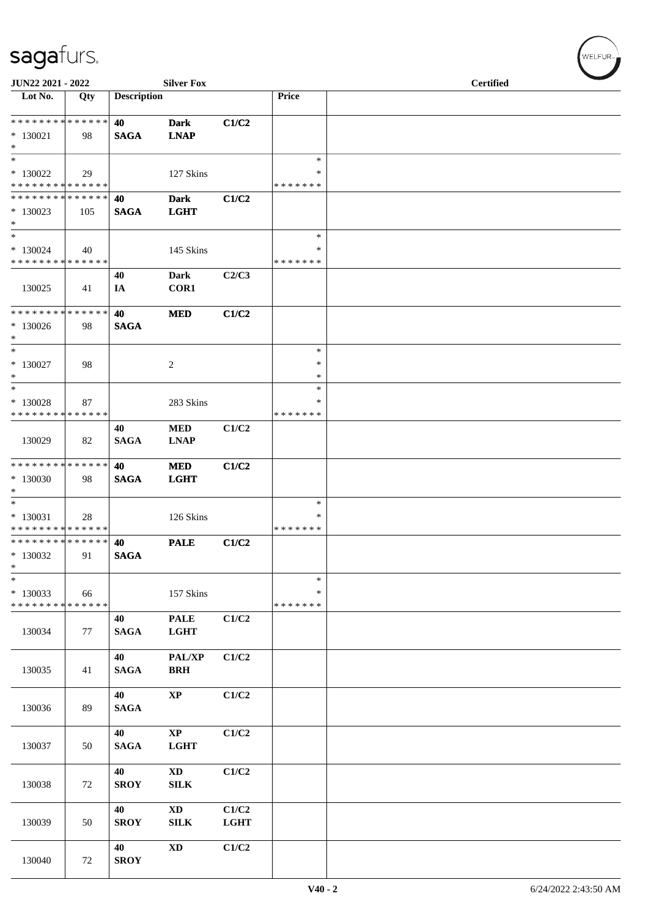**JUN22 2021 - 2022** | **Silver Fox** | **Certified**

| Lot No. | Qty | Description | | | Price | |
|---|---|---|---|---|---|---|
| * * * * * * * * * * * * * * | | **40** | **Dark** | **C1/C2** | | |
| * 130021 | 98 | **SAGA** | **LNAP** | | | |
| * | | | | | | |
| * | | | | | * | |
| * 130022 | 29 | | 127 Skins | | * | |
| * * * * * * * * * * * * * * | | | | | * * * * * * * | |
| * * * * * * * * * * * * * * | | **40** | **Dark** | **C1/C2** | | |
| * 130023 | 105 | **SAGA** | **LGHT** | | | |
| * | | | | | | |
| * | | | | | * | |
| * 130024 | 40 | | 145 Skins | | * | |
| * * * * * * * * * * * * * * | | | | | * * * * * * * | |
| | | **40** | **Dark** | **C2/C3** | | |
| 130025 | 41 | **IA** | **COR1** | | | |
| * * * * * * * * * * * * * * | | **40** | **MED** | **C1/C2** | | |
| * 130026 | 98 | **SAGA** | | | | |
| * | | | | | | |
| * | | | | | * | |
| * 130027 | 98 | | 2 | | * | |
| * | | | | | * | |
| * | | | | | * | |
| * 130028 | 87 | | 283 Skins | | * | |
| * * * * * * * * * * * * * * | | | | | * * * * * * * | |
| | | **40** | **MED** | **C1/C2** | | |
| 130029 | 82 | **SAGA** | **LNAP** | | | |
| * * * * * * * * * * * * * * | | **40** | **MED** | **C1/C2** | | |
| * 130030 | 98 | **SAGA** | **LGHT** | | | |
| * | | | | | | |
| * | | | | | * | |
| * 130031 | 28 | | 126 Skins | | * | |
| * * * * * * * * * * * * * * | | | | | * * * * * * * | |
| * * * * * * * * * * * * * * | | **40** | **PALE** | **C1/C2** | | |
| * 130032 | 91 | **SAGA** | | | | |
| * | | | | | | |
| * | | | | | * | |
| * 130033 | 66 | | 157 Skins | | * | |
| * * * * * * * * * * * * * * | | | | | * * * * * * * | |
| | | **40** | **PALE** | **C1/C2** | | |
| 130034 | 77 | **SAGA** | **LGHT** | | | |
| | | **40** | **PAL/XP** | **C1/C2** | | |
| 130035 | 41 | **SAGA** | **BRH** | | | |
| | | **40** | **XP** | **C1/C2** | | |
| 130036 | 89 | **SAGA** | | | | |
| | | **40** | **XP** | **C1/C2** | | |
| 130037 | 50 | **SAGA** | **LGHT** | | | |
| | | **40** | **XD** | **C1/C2** | | |
| 130038 | 72 | **SROY** | **SILK** | | | |
| | | **40** | **XD** | **C1/C2** | | |
| 130039 | 50 | **SROY** | **SILK** | **LGHT** | | |
| | | **40** | **XD** | **C1/C2** | | |
| 130040 | 72 | **SROY** | | | | |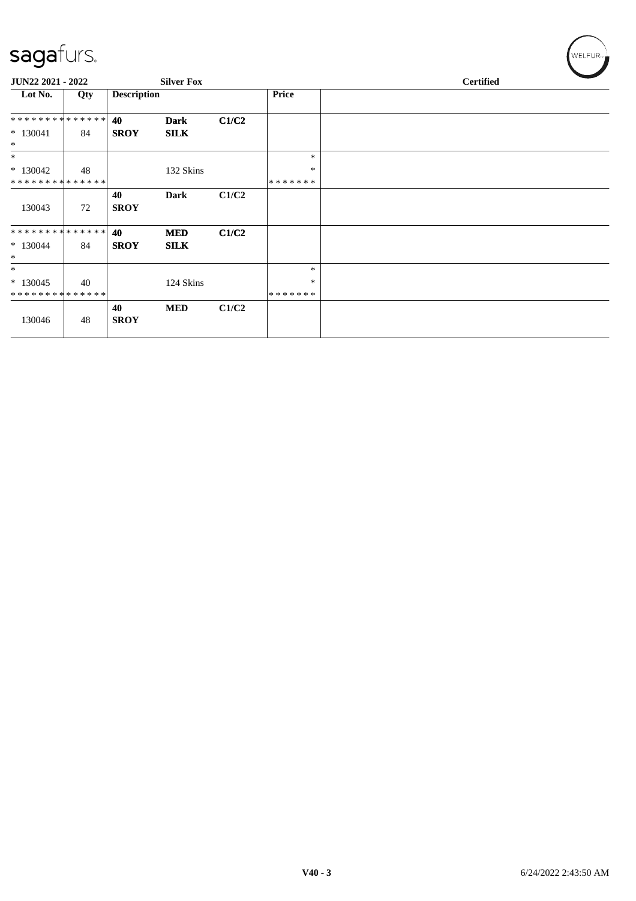sagafurs.

**JUN22 2021 - 2022** | **Silver Fox** | **Certified**

| Lot No. | Qty | Description | | | Price | |
|---|---|---|---|---|---|---|
| ************** | | **40** | **Dark** | **C1/C2** | | |
| * 130041 | 84 | **SROY** | **SILK** | | | |
| * | | | | | | |
| * | | | | | * | |
| * 130042 | 48 | | 132 Skins | | * | |
| ************** | | | | | ******* | |
| | | **40** | **Dark** | **C1/C2** | | |
| 130043 | 72 | **SROY** | | | | |
| ************** | | **40** | **MED** | **C1/C2** | | |
| * 130044 | 84 | **SROY** | **SILK** | | | |
| * | | | | | | |
| * | | | | | * | |
| * 130045 | 40 | | 124 Skins | | * | |
| ************** | | | | | ******* | |
| | | **40** | **MED** | **C1/C2** | | |
| 130046 | 48 | **SROY** | | | | |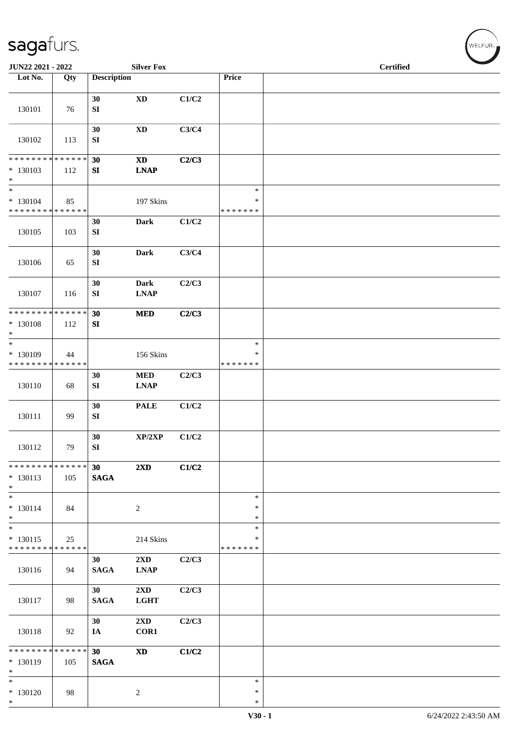JUN22 2021 - 2022 | Silver Fox | Certified

| Lot No. | Qty | Description | | | Price | |
|---|---|---|---|---|---|---|
| 130101 | 76 | 30 SI | XD | C1/C2 | | |
| 130102 | 113 | 30 SI | XD | C3/C4 | | |
| * * * * * * * * * * * * * * * 130103 * | 112 | 30 SI | XD LNAP | C2/C3 | | |
| * * 130104 * * * * * * * * * * * * * * | 85 | | 197 Skins | | * * * * * * * * * | |
| 130105 | 103 | 30 SI | Dark | C1/C2 | | |
| 130106 | 65 | 30 SI | Dark | C3/C4 | | |
| 130107 | 116 | 30 SI | Dark LNAP | C2/C3 | | |
| * * * * * * * * * * * * * * * 130108 * | 112 | 30 SI | MED | C2/C3 | | |
| * * 130109 * * * * * * * * * * * * * * | 44 | | 156 Skins | | * * * * * * * * * | |
| 130110 | 68 | 30 SI | MED LNAP | C2/C3 | | |
| 130111 | 99 | 30 SI | PALE | C1/C2 | | |
| 130112 | 79 | 30 SI | XP/2XP | C1/C2 | | |
| * * * * * * * * * * * * * * * 130113 * | 105 | 30 SAGA | 2XD | C1/C2 | | |
| * * 130114 * | 84 | | 2 | | * * * | |
| * * 130115 * * * * * * * * * * * * * * | 25 | | 214 Skins | | * * * * * * * * * | |
| 130116 | 94 | 30 SAGA | 2XD LNAP | C2/C3 | | |
| 130117 | 98 | 30 SAGA | 2XD LGHT | C2/C3 | | |
| 130118 | 92 | 30 IA | 2XD COR1 | C2/C3 | | |
| * * * * * * * * * * * * * * * 130119 * | 105 | 30 SAGA | XD | C1/C2 | | |
| * * 130120 * | 98 | | 2 | | * * * | |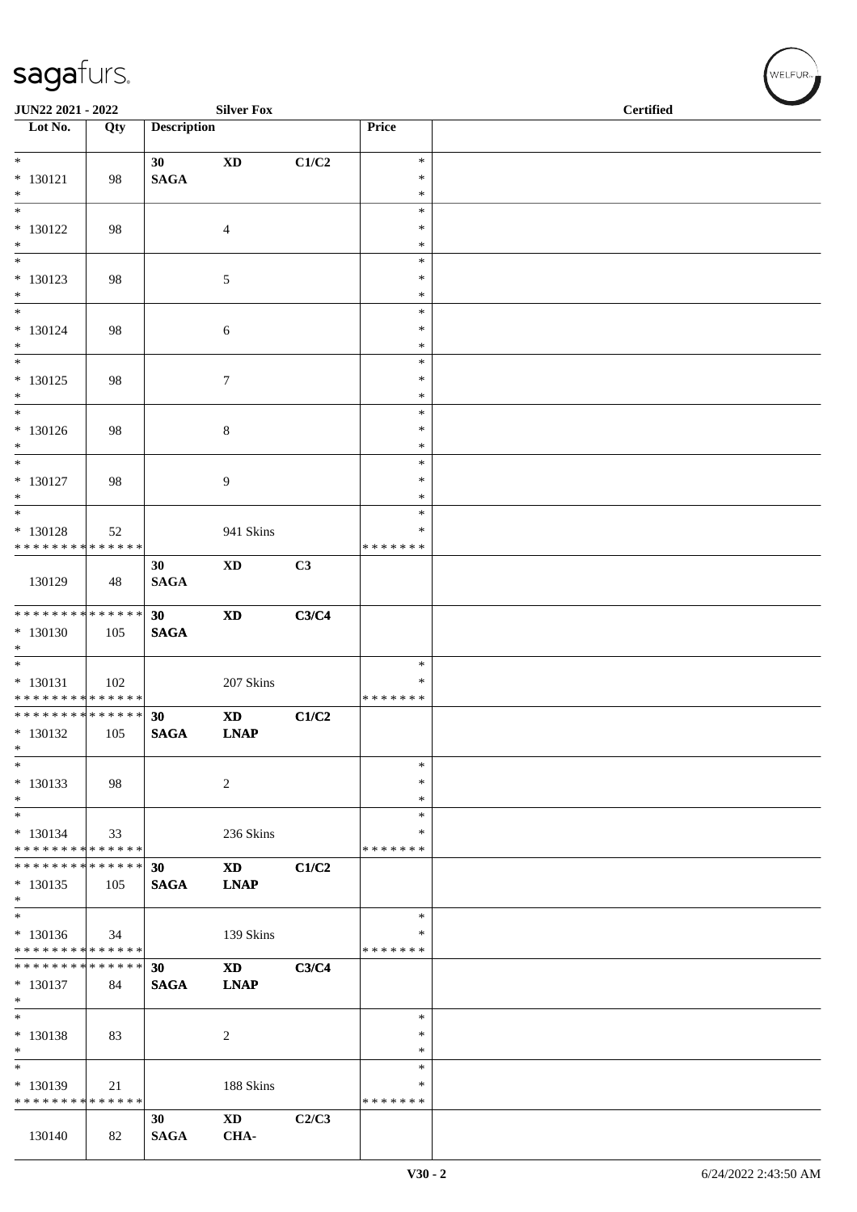sagafurs.

JUN22 2021 - 2022 | Silver Fox | Certified

| Lot No. | Qty | Description | | | Price | |
|---|---|---|---|---|---|---|
| * | | 30 | XD | C1/C2 | * | |
| * 130121 | 98 | SAGA | | | * | |
| * | | | | | * | |
| * | | | | | * | |
| * 130122 | 98 | | 4 | | * | |
| * | | | | | * | |
| * | | | | | * | |
| * 130123 | 98 | | 5 | | * | |
| * | | | | | * | |
| * | | | | | * | |
| * 130124 | 98 | | 6 | | * | |
| * | | | | | * | |
| * | | | | | * | |
| * 130125 | 98 | | 7 | | * | |
| * | | | | | * | |
| * | | | | | * | |
| * 130126 | 98 | | 8 | | * | |
| * | | | | | * | |
| * | | | | | * | |
| * 130127 | 98 | | 9 | | * | |
| * | | | | | * | |
| * | | | | | * | |
| * 130128 | 52 | | 941 Skins | | * | |
| * * * * * * * * * * * * * * | | | | | * * * * * * * | |
| | | 30 | XD | C3 | | |
| 130129 | 48 | SAGA | | | | |
| * * * * * * * * * * * * * * | | 30 | XD | C3/C4 | | |
| * 130130 | 105 | SAGA | | | | |
| * | | | | | | |
| * | | | | | * | |
| * 130131 | 102 | | 207 Skins | | * | |
| * * * * * * * * * * * * * * | | | | | * * * * * * * | |
| * * * * * * * * * * * * * * | | 30 | XD | C1/C2 | | |
| * 130132 | 105 | SAGA | LNAP | | | |
| * | | | | | | |
| * | | | | | * | |
| * 130133 | 98 | | 2 | | * | |
| * | | | | | * | |
| * | | | | | * | |
| * 130134 | 33 | | 236 Skins | | * | |
| * * * * * * * * * * * * * * | | | | | * * * * * * * | |
| * * * * * * * * * * * * * * | | 30 | XD | C1/C2 | | |
| * 130135 | 105 | SAGA | LNAP | | | |
| * | | | | | | |
| * | | | | | * | |
| * 130136 | 34 | | 139 Skins | | * | |
| * * * * * * * * * * * * * * | | | | | * * * * * * * | |
| * * * * * * * * * * * * * * | | 30 | XD | C3/C4 | | |
| * 130137 | 84 | SAGA | LNAP | | | |
| * | | | | | | |
| * | | | | | * | |
| * 130138 | 83 | | 2 | | * | |
| * | | | | | * | |
| * | | | | | * | |
| * 130139 | 21 | | 188 Skins | | * | |
| * * * * * * * * * * * * * * | | | | | * * * * * * * | |
| | | 30 | XD | C2/C3 | | |
| 130140 | 82 | SAGA | CHA- | | | |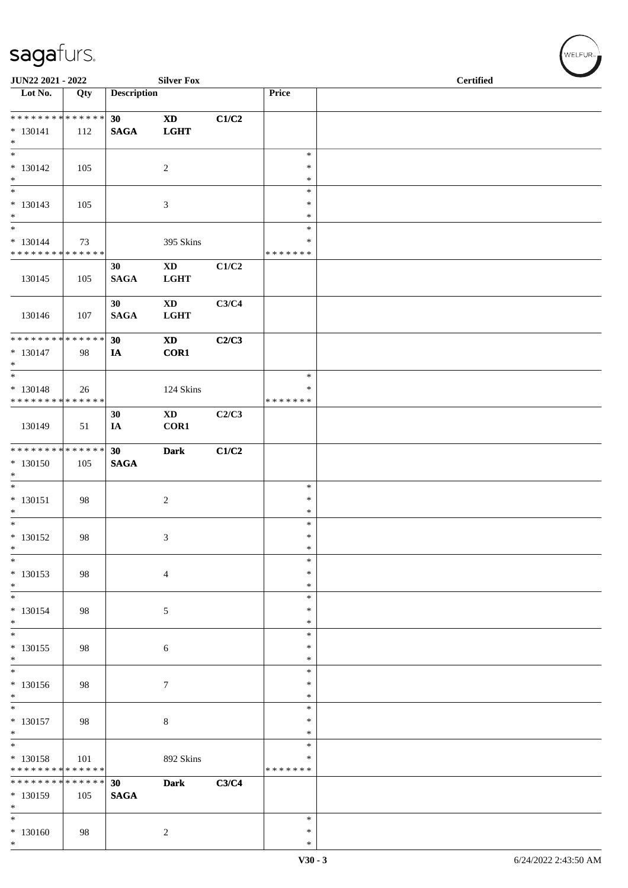JUN22 2021 - 2022 | Silver Fox | Certified

| Lot No. | Qty | Description | | | Price | |
|---|---|---|---|---|---|---|
| * * * * * * * * * * * * * * | | 30 | XD | C1/C2 | | |
| * 130141 | 112 | SAGA | LGHT | | | |
| * | | | | | | |
| * 130142 | 105 | | 2 | | * * * | |
| * 130143 | 105 | | 3 | | * * * | |
| * 130144 | 73 | | 395 Skins | | * * | |
| * * * * * * * * * * * * * * | | | | | * * * * * * * | |
| 130145 | 105 | 30 SAGA | XD LGHT | C1/C2 | | |
| 130146 | 107 | 30 SAGA | XD LGHT | C3/C4 | | |
| * * * * * * * * * * * * * * | | 30 | XD | C2/C3 | | |
| * 130147 | 98 | IA | COR1 | | | |
| * | | | | | | |
| * 130148 | 26 | | 124 Skins | | * * | |
| * * * * * * * * * * * * * * | | | | | * * * * * * * | |
| 130149 | 51 | 30 IA | XD COR1 | C2/C3 | | |
| * * * * * * * * * * * * * * | | 30 | Dark | C1/C2 | | |
| * 130150 | 105 | SAGA | | | | |
| * | | | | | | |
| * 130151 | 98 | | 2 | | * * * | |
| * 130152 | 98 | | 3 | | * * * | |
| * 130153 | 98 | | 4 | | * * * | |
| * 130154 | 98 | | 5 | | * * * | |
| * 130155 | 98 | | 6 | | * * * | |
| * 130156 | 98 | | 7 | | * * * | |
| * 130157 | 98 | | 8 | | * * * | |
| * 130158 | 101 | | 892 Skins | | * * | |
| * * * * * * * * * * * * * * | | | | | * * * * * * * | |
| * * * * * * * * * * * * * * | | 30 | Dark | C3/C4 | | |
| * 130159 | 105 | SAGA | | | | |
| * | | | | | | |
| * 130160 | 98 | | 2 | | * * * | |
| * | | | | | | |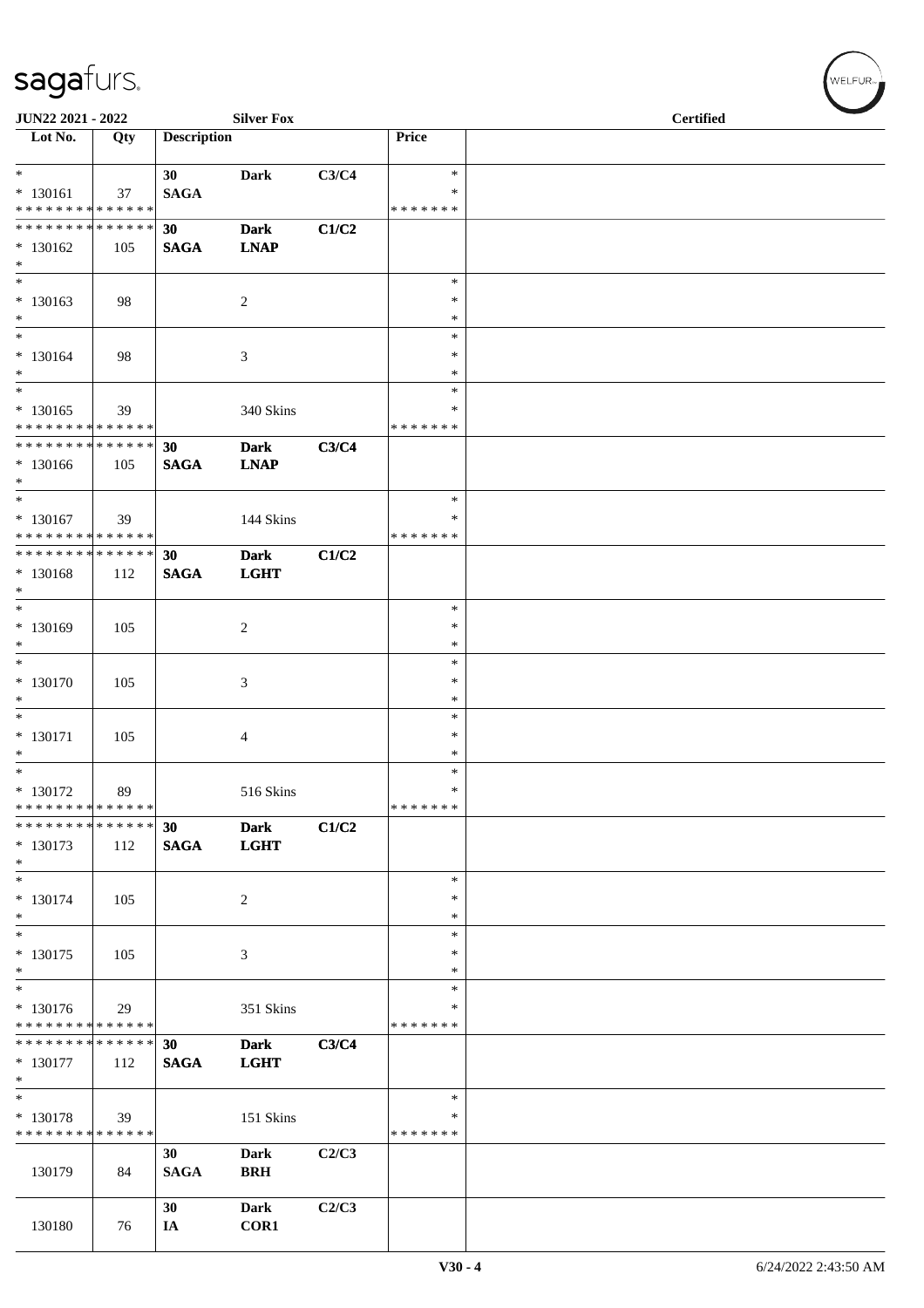JUN22 2021 - 2022 | Silver Fox | Certified

| Lot No. | Qty | Description | | | Price | |
|---|---|---|---|---|---|---|
| * | | 30 | Dark | C3/C4 | * | |
| * 130161 | 37 | SAGA | | | * | |
| * * * * * * * * * * * * * * | | | | | * * * * * * * | |
| * * * * * * * * * * * * * * | | 30 | Dark | C1/C2 | | |
| * 130162 | 105 | SAGA | LNAP | | | |
| * | | | | | | |
| * | | | | | * | |
| * 130163 | 98 | | 2 | | * | |
| * | | | | | * | |
| * | | | | | * | |
| * 130164 | 98 | | 3 | | * | |
| * | | | | | * | |
| * | | | | | * | |
| * 130165 | 39 | | 340 Skins | | * | |
| * * * * * * * * * * * * * * | | | | | * * * * * * * | |
| * * * * * * * * * * * * * * | | 30 | Dark | C3/C4 | | |
| * 130166 | 105 | SAGA | LNAP | | | |
| * | | | | | | |
| * | | | | | * | |
| * 130167 | 39 | | 144 Skins | | * | |
| * * * * * * * * * * * * * * | | | | | * * * * * * * | |
| * * * * * * * * * * * * * * | | 30 | Dark | C1/C2 | | |
| * 130168 | 112 | SAGA | LGHT | | | |
| * | | | | | | |
| * | | | | | * | |
| * 130169 | 105 | | 2 | | * | |
| * | | | | | * | |
| * | | | | | * | |
| * 130170 | 105 | | 3 | | * | |
| * | | | | | * | |
| * | | | | | * | |
| * 130171 | 105 | | 4 | | * | |
| * | | | | | * | |
| * | | | | | * | |
| * 130172 | 89 | | 516 Skins | | * | |
| * * * * * * * * * * * * * * | | | | | * * * * * * * | |
| * * * * * * * * * * * * * * | | 30 | Dark | C1/C2 | | |
| * 130173 | 112 | SAGA | LGHT | | | |
| * | | | | | | |
| * | | | | | * | |
| * 130174 | 105 | | 2 | | * | |
| * | | | | | * | |
| * | | | | | * | |
| * 130175 | 105 | | 3 | | * | |
| * | | | | | * | |
| * | | | | | * | |
| * 130176 | 29 | | 351 Skins | | * | |
| * * * * * * * * * * * * * * | | | | | * * * * * * * | |
| * * * * * * * * * * * * * * | | 30 | Dark | C3/C4 | | |
| * 130177 | 112 | SAGA | LGHT | | | |
| * | | | | | | |
| * | | | | | * | |
| * 130178 | 39 | | 151 Skins | | * | |
| * * * * * * * * * * * * * * | | | | | * * * * * * * | |
| | | 30 | Dark | C2/C3 | | |
| 130179 | 84 | SAGA | BRH | | | |
| | | 30 | Dark | C2/C3 | | |
| 130180 | 76 | IA | COR1 | | | |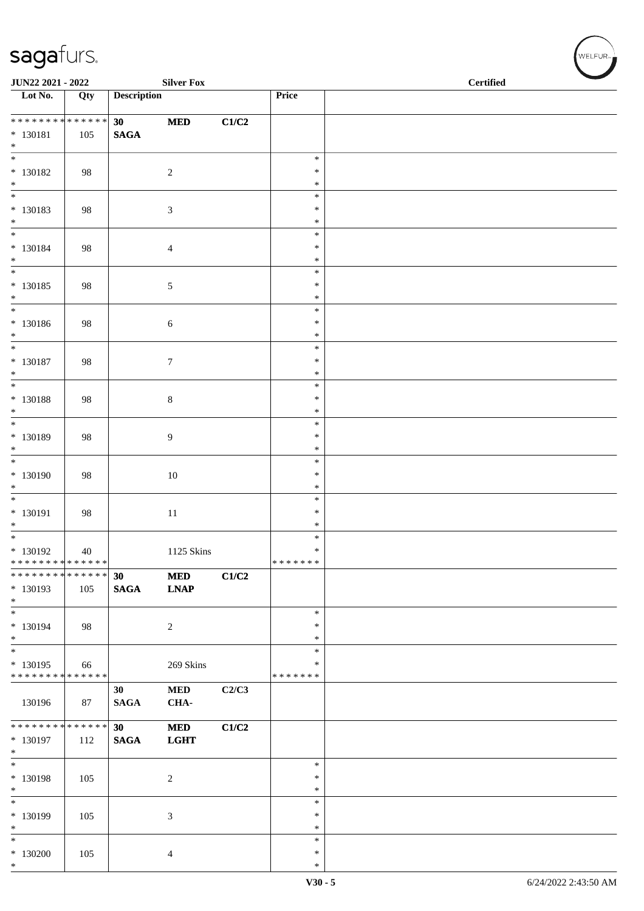| Lot No. | Qty | Description | | | Price | |
|---|---|---|---|---|---|---|
| * * * * * * * * * * * * * * | | 30 | MED | C1/C2 | | |
| * 130181 | 105 | SAGA | | | | |
| * | | | | | | |
| * 130182 | 98 | | 2 | | * * * | |
| * 130183 | 98 | | 3 | | * * * | |
| * 130184 | 98 | | 4 | | * * * | |
| * 130185 | 98 | | 5 | | * * * | |
| * 130186 | 98 | | 6 | | * * * | |
| * 130187 | 98 | | 7 | | * * * | |
| * 130188 | 98 | | 8 | | * * * | |
| * 130189 | 98 | | 9 | | * * * | |
| * 130190 | 98 | | 10 | | * * * | |
| * 130191 | 98 | | 11 | | * * * | |
| * 130192 | 40 | | 1125 Skins | | * * * * * * * * * | |
| * * * * * * * * * * * * * * | | 30 | MED | C1/C2 | | |
| * 130193 | 105 | SAGA | LNAP | | | |
| * 130194 | 98 | | 2 | | * * * | |
| * 130195 | 66 | | 269 Skins | | * * * * * * * * * | |
| 130196 | 87 | 30 SAGA | MED CHA- | C2/C3 | | |
| * * * * * * * * * * * * * * | | 30 | MED | C1/C2 | | |
| * 130197 | 112 | SAGA | LGHT | | | |
| * 130198 | 105 | | 2 | | * * * | |
| * 130199 | 105 | | 3 | | * * * | |
| * 130200 | 105 | | 4 | | * * * | |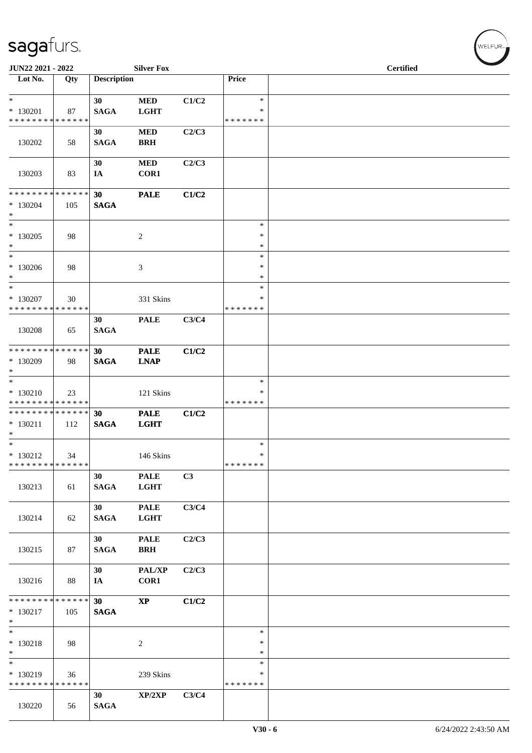**JUN22 2021 - 2022** **Silver Fox** **Certified**

| Lot No. | Qty | Description | | | Price | |
|---|---|---|---|---|---|---|
| * <br> * 130201 <br> * * * * * * * * * * * * * * | 87 | **30** <br> **SAGA** | **MED** <br> **LGHT** | **C1/C2** | * <br> * <br> * * * * * * * | |
| 130202 | 58 | **30** <br> **SAGA** | **MED** <br> **BRH** | **C2/C3** | | |
| 130203 | 83 | **30** <br> **IA** | **MED** <br> **COR1** | **C2/C3** | | |
| * * * * * * * * * * * * * * <br> * 130204 <br> * | 105 | **30** <br> **SAGA** | **PALE** | **C1/C2** | | |
| * <br> * 130205 <br> * | 98 | | 2 | | * <br> * <br> * | |
| * <br> * 130206 <br> * | 98 | | 3 | | * <br> * <br> * | |
| * <br> * 130207 <br> * * * * * * * * * * * * * * | 30 | | 331 Skins | | * <br> * <br> * * * * * * * | |
| 130208 | 65 | **30** <br> **SAGA** | **PALE** | **C3/C4** | | |
| * * * * * * * * * * * * * * <br> * 130209 <br> * | 98 | **30** <br> **SAGA** | **PALE** <br> **LNAP** | **C1/C2** | | |
| * <br> * 130210 <br> * * * * * * * * * * * * * * | 23 | | 121 Skins | | * <br> * <br> * * * * * * * | |
| * * * * * * * * * * * * * * <br> * 130211 <br> * | 112 | **30** <br> **SAGA** | **PALE** <br> **LGHT** | **C1/C2** | | |
| * <br> * 130212 <br> * * * * * * * * * * * * * * | 34 | | 146 Skins | | * <br> * <br> * * * * * * * | |
| 130213 | 61 | **30** <br> **SAGA** | **PALE** <br> **LGHT** | **C3** | | |
| 130214 | 62 | **30** <br> **SAGA** | **PALE** <br> **LGHT** | **C3/C4** | | |
| 130215 | 87 | **30** <br> **SAGA** | **PALE** <br> **BRH** | **C2/C3** | | |
| 130216 | 88 | **30** <br> **IA** | **PAL/XP** <br> **COR1** | **C2/C3** | | |
| * * * * * * * * * * * * * * <br> * 130217 <br> * | 105 | **30** <br> **SAGA** | **XP** | **C1/C2** | | |
| * <br> * 130218 <br> * | 98 | | 2 | | * <br> * <br> * | |
| * <br> * 130219 <br> * * * * * * * * * * * * * * | 36 | | 239 Skins | | * <br> * <br> * * * * * * * | |
| 130220 | 56 | **30** <br> **SAGA** | **XP/2XP** | **C3/C4** | | |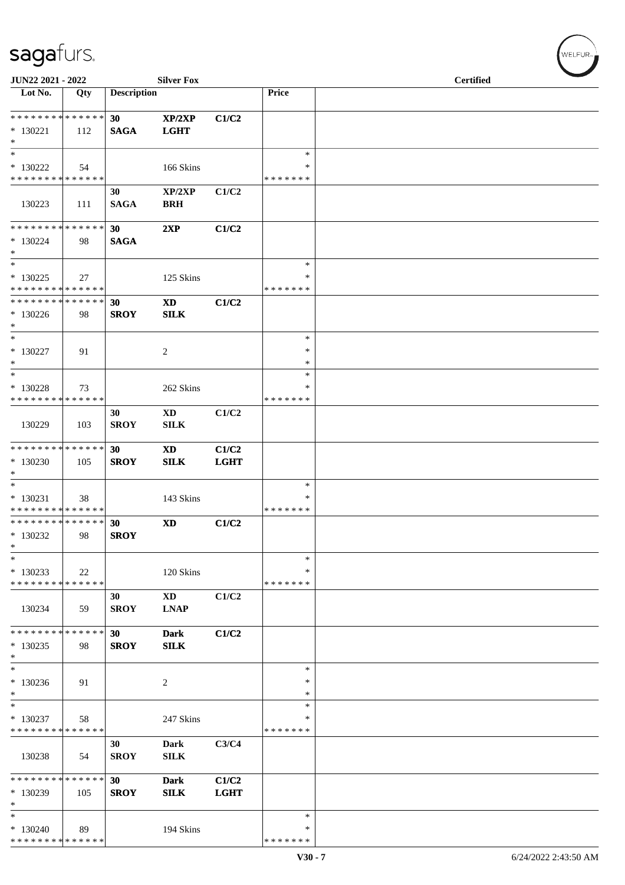JUN22 2021 - 2022 Silver Fox Certified

| Lot No. | Qty | Description | | | Price | |
|---|---|---|---|---|---|---|
| * * * * * * * * * * * * * * | | 30 | XP/2XP | C1/C2 | | |
| * 130221 | 112 | SAGA | LGHT | | | |
| * | | | | | | |
| * | | | | | * | |
| * 130222 | 54 | | 166 Skins | | * | |
| * * * * * * * * * * * * * * | | | | | * * * * * * * | |
| | | 30 | XP/2XP | C1/C2 | | |
| 130223 | 111 | SAGA | BRH | | | |
| * * * * * * * * * * * * * * | | 30 | 2XP | C1/C2 | | |
| * 130224 | 98 | SAGA | | | | |
| * | | | | | | |
| * | | | | | * | |
| * 130225 | 27 | | 125 Skins | | * | |
| * * * * * * * * * * * * * * | | | | | * * * * * * * | |
| * * * * * * * * * * * * * * | | 30 | XD | C1/C2 | | |
| * 130226 | 98 | SROY | SILK | | | |
| * | | | | | | |
| * | | | | | * | |
| * 130227 | 91 | | 2 | | * | |
| * | | | | | * | |
| * | | | | | * | |
| * 130228 | 73 | | 262 Skins | | * | |
| * * * * * * * * * * * * * * | | | | | * * * * * * * | |
| | | 30 | XD | C1/C2 | | |
| 130229 | 103 | SROY | SILK | | | |
| * * * * * * * * * * * * * * | | 30 | XD | C1/C2 | | |
| * 130230 | 105 | SROY | SILK | LGHT | | |
| * | | | | | | |
| * | | | | | * | |
| * 130231 | 38 | | 143 Skins | | * | |
| * * * * * * * * * * * * * * | | | | | * * * * * * * | |
| * * * * * * * * * * * * * * | | 30 | XD | C1/C2 | | |
| * 130232 | 98 | SROY | | | | |
| * | | | | | | |
| * | | | | | * | |
| * 130233 | 22 | | 120 Skins | | * | |
| * * * * * * * * * * * * * * | | | | | * * * * * * * | |
| | | 30 | XD | C1/C2 | | |
| 130234 | 59 | SROY | LNAP | | | |
| * * * * * * * * * * * * * * | | 30 | Dark | C1/C2 | | |
| * 130235 | 98 | SROY | SILK | | | |
| * | | | | | | |
| * | | | | | * | |
| * 130236 | 91 | | 2 | | * | |
| * | | | | | * | |
| * | | | | | * | |
| * 130237 | 58 | | 247 Skins | | * | |
| * * * * * * * * * * * * * * | | | | | * * * * * * * | |
| | | 30 | Dark | C3/C4 | | |
| 130238 | 54 | SROY | SILK | | | |
| * * * * * * * * * * * * * * | | 30 | Dark | C1/C2 | | |
| * 130239 | 105 | SROY | SILK | LGHT | | |
| * | | | | | | |
| * | | | | | * | |
| * 130240 | 89 | | 194 Skins | | * | |
| * * * * * * * * * * * * * * | | | | | * * * * * * * | |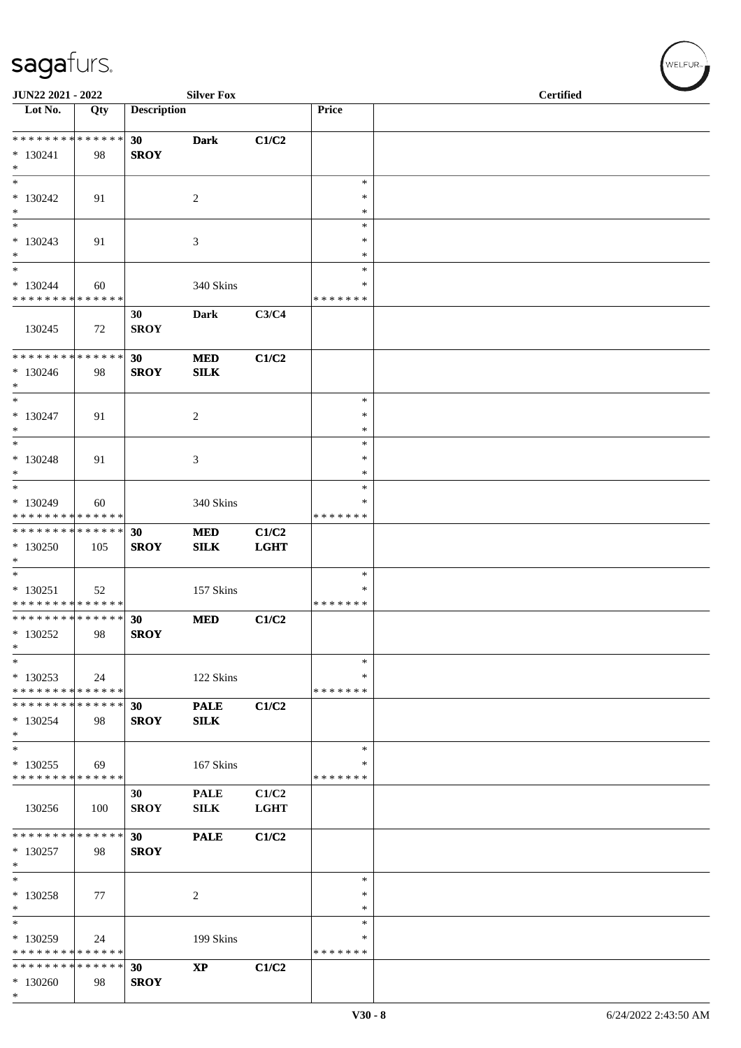JUN22 2021 - 2022 Silver Fox Certified

| Lot No. | Qty | Description | | | Price | |
|---|---|---|---|---|---|---|
| * * * * * * * * * * * * * * | | 30 | Dark | C1/C2 | | |
| * 130241 | 98 | SROY | | | | |
| * | | | | | | |
| * | | | | | * | |
| * 130242 | 91 | | 2 | | * | |
| * | | | | | * | |
| * | | | | | * | |
| * 130243 | 91 | | 3 | | * | |
| * | | | | | * | |
| * | | | | | * | |
| * 130244 | 60 | | 340 Skins | | * | |
| * * * * * * * * * * * * * * | | | | | * * * * * * * | |
| | | 30 | Dark | C3/C4 | | |
| 130245 | 72 | SROY | | | | |
| * * * * * * * * * * * * * * | | 30 | MED | C1/C2 | | |
| * 130246 | 98 | SROY | SILK | | | |
| * | | | | | | |
| * | | | | | * | |
| * 130247 | 91 | | 2 | | * | |
| * | | | | | * | |
| * | | | | | * | |
| * 130248 | 91 | | 3 | | * | |
| * | | | | | * | |
| * | | | | | * | |
| * 130249 | 60 | | 340 Skins | | * | |
| * * * * * * * * * * * * * * | | | | | * * * * * * * | |
| * * * * * * * * * * * * * * | | 30 | MED | C1/C2 | | |
| * 130250 | 105 | SROY | SILK | LGHT | | |
| * | | | | | | |
| * | | | | | * | |
| * 130251 | 52 | | 157 Skins | | * | |
| * * * * * * * * * * * * * * | | | | | * * * * * * * | |
| * * * * * * * * * * * * * * | | 30 | MED | C1/C2 | | |
| * 130252 | 98 | SROY | | | | |
| * | | | | | | |
| * | | | | | * | |
| * 130253 | 24 | | 122 Skins | | * | |
| * * * * * * * * * * * * * * | | | | | * * * * * * * | |
| * * * * * * * * * * * * * * | | 30 | PALE | C1/C2 | | |
| * 130254 | 98 | SROY | SILK | | | |
| * | | | | | | |
| * | | | | | * | |
| * 130255 | 69 | | 167 Skins | | * | |
| * * * * * * * * * * * * * * | | | | | * * * * * * * | |
| | | 30 | PALE | C1/C2 | | |
| 130256 | 100 | SROY | SILK | LGHT | | |
| * * * * * * * * * * * * * * | | 30 | PALE | C1/C2 | | |
| * 130257 | 98 | SROY | | | | |
| * | | | | | | |
| * | | | | | * | |
| * 130258 | 77 | | 2 | | * | |
| * | | | | | * | |
| * | | | | | * | |
| * 130259 | 24 | | 199 Skins | | * | |
| * * * * * * * * * * * * * * | | | | | * * * * * * * | |
| * * * * * * * * * * * * * * | | 30 | XP | C1/C2 | | |
| * 130260 | 98 | SROY | | | | |
| * | | | | | | |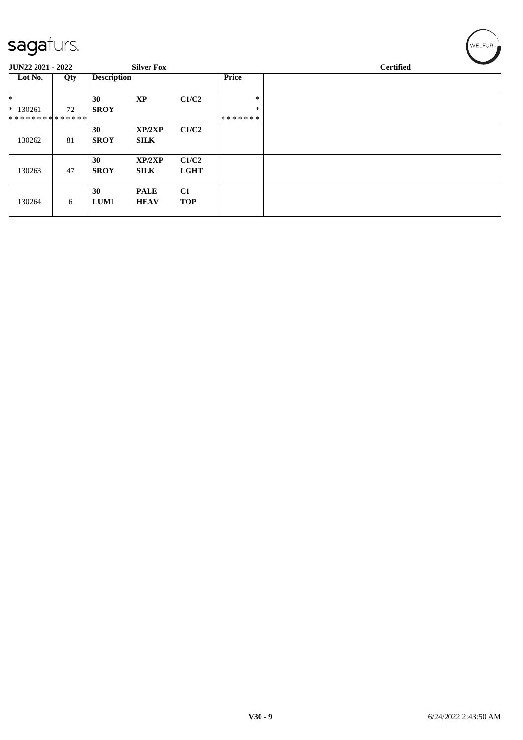| Lot No. | Qty | Description | | | Price | |
|---|---|---|---|---|---|---|
| * | | 30 | **XP** | **C1/C2** | * | |
| * 130261 | 72 | **SROY** | | | * | |
| ************** | | | | | ******* | |
| 130262 | 81 | **30** **SROY** | **XP/2XP** **SILK** | **C1/C2** | | |
| 130263 | 47 | **30** **SROY** | **XP/2XP** **SILK** | **C1/C2** **LGHT** | | |
| 130264 | 6 | **30** **LUMI** | **PALE** **HEAV** | **C1** **TOP** | | |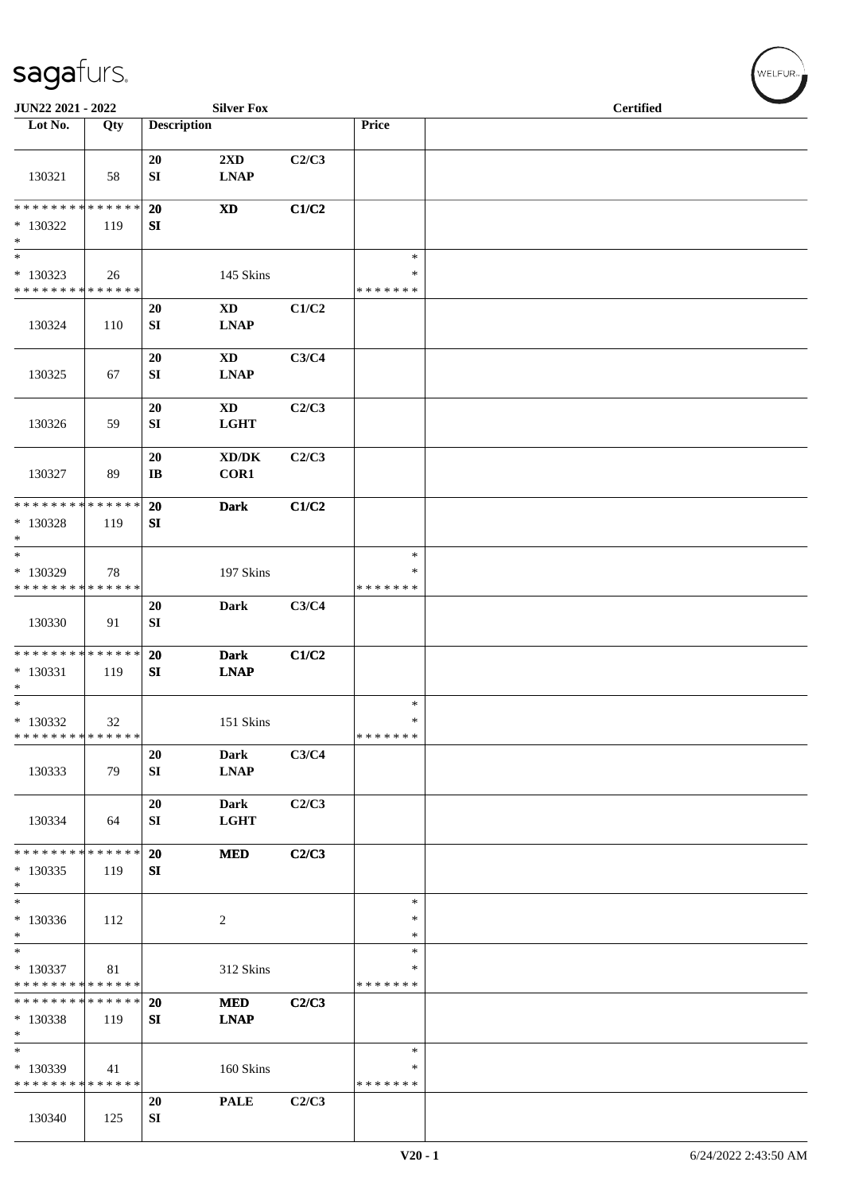JUN22 2021 - 2022 **Silver Fox** **Certified**

| Lot No. | Qty | Description | | | Price | |
|---|---|---|---|---|---|---|
| 130321 | 58 | **20** **SI** | **2XD** **LNAP** | **C2/C3** | | |
| * * * * * * * * * * * * * * * 130322 * | 119 | **20** **SI** | **XD** | **C1/C2** | | |
| * * 130323 * * * * * * * * * * * * * * | 26 | | 145 Skins | | * * * * * * * * * | |
| 130324 | 110 | **20** **SI** | **XD** **LNAP** | **C1/C2** | | |
| 130325 | 67 | **20** **SI** | **XD** **LNAP** | **C3/C4** | | |
| 130326 | 59 | **20** **SI** | **XD** **LGHT** | **C2/C3** | | |
| 130327 | 89 | **20** **IB** | **XD/DK** **COR1** | **C2/C3** | | |
| * * * * * * * * * * * * * * * 130328 * | 119 | **20** **SI** | **Dark** | **C1/C2** | | |
| * * 130329 * * * * * * * * * * * * * * | 78 | | 197 Skins | | * * * * * * * * * | |
| 130330 | 91 | **20** **SI** | **Dark** | **C3/C4** | | |
| * * * * * * * * * * * * * * * 130331 * | 119 | **20** **SI** | **Dark** **LNAP** | **C1/C2** | | |
| * * 130332 * * * * * * * * * * * * * * | 32 | | 151 Skins | | * * * * * * * * * | |
| 130333 | 79 | **20** **SI** | **Dark** **LNAP** | **C3/C4** | | |
| 130334 | 64 | **20** **SI** | **Dark** **LGHT** | **C2/C3** | | |
| * * * * * * * * * * * * * * * 130335 * | 119 | **20** **SI** | **MED** | **C2/C3** | | |
| * * 130336 * | 112 | | 2 | | * * * | |
| * * 130337 * * * * * * * * * * * * * * | 81 | | 312 Skins | | * * * * * * * * * | |
| * * * * * * * * * * * * * * * 130338 * | 119 | **20** **SI** | **MED** **LNAP** | **C2/C3** | | |
| * * 130339 * * * * * * * * * * * * * * | 41 | | 160 Skins | | * * * * * * * * * | |
| 130340 | 125 | **20** **SI** | **PALE** | **C2/C3** | | |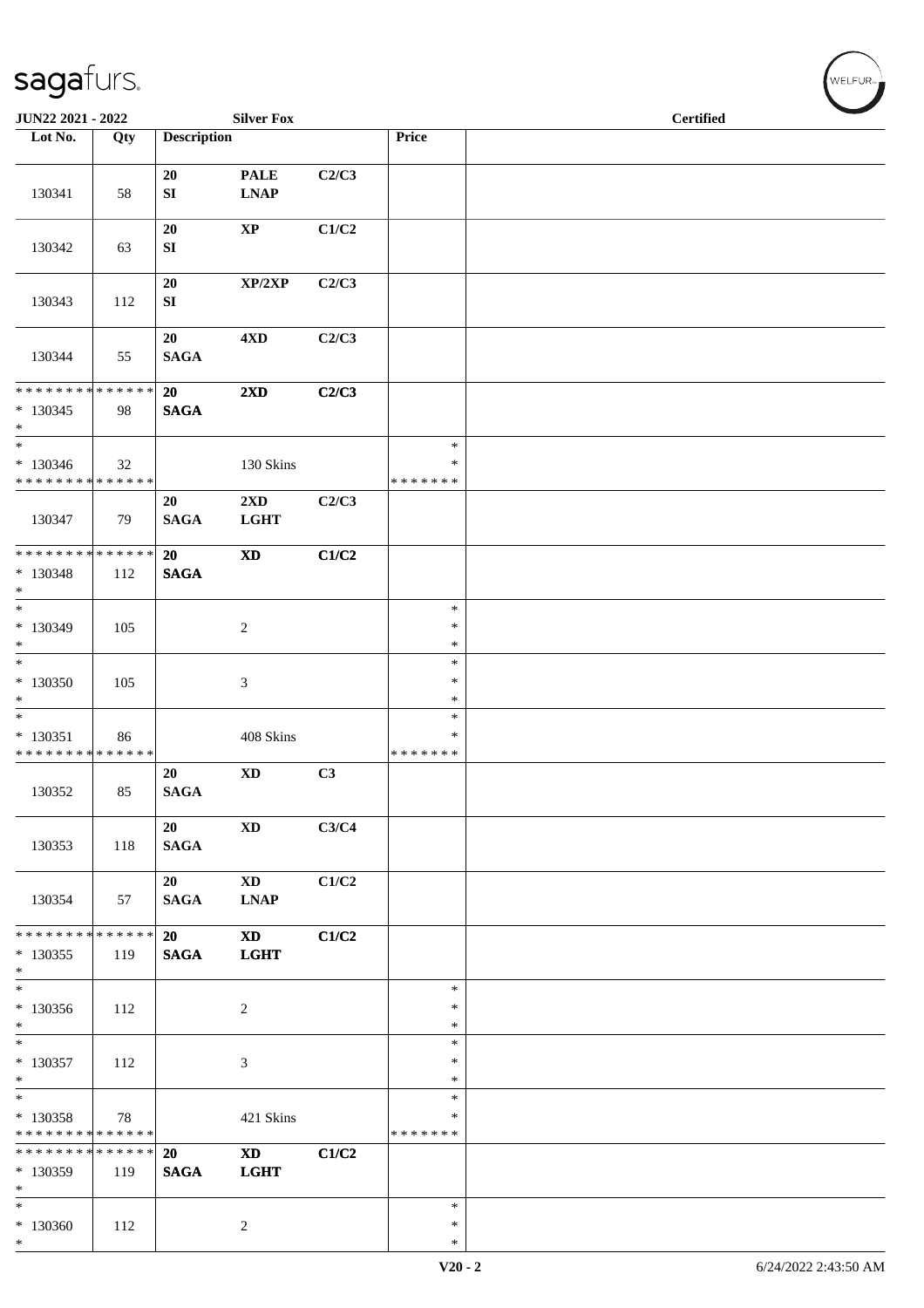JUN22 2021 - 2022 | Silver Fox | Certified

| Lot No. | Qty | Description | | | Price | |
|---|---|---|---|---|---|---|
| 130341 | 58 | 20 SI | PALE LNAP | C2/C3 | | |
| 130342 | 63 | 20 SI | XP | C1/C2 | | |
| 130343 | 112 | 20 SI | XP/2XP | C2/C3 | | |
| 130344 | 55 | 20 SAGA | 4XD | C2/C3 | | |
| * * * * * * * * * * * * * * * 130345 * | 98 | 20 SAGA | 2XD | C2/C3 | | |
| * * 130346 * * * * * * * * * * * * * * | 32 | | 130 Skins | | * * * * * * * * * | |
| 130347 | 79 | 20 SAGA | 2XD LGHT | C2/C3 | | |
| * * * * * * * * * * * * * * * 130348 * | 112 | 20 SAGA | XD | C1/C2 | | |
| * * 130349 * | 105 | | 2 | | * * * | |
| * * 130350 * | 105 | | 3 | | * * * | |
| * * 130351 * * * * * * * * * * * * * * | 86 | | 408 Skins | | * * * * * * * * * | |
| 130352 | 85 | 20 SAGA | XD | C3 | | |
| 130353 | 118 | 20 SAGA | XD | C3/C4 | | |
| 130354 | 57 | 20 SAGA | XD LNAP | C1/C2 | | |
| * * * * * * * * * * * * * * * 130355 * | 119 | 20 SAGA | XD LGHT | C1/C2 | | |
| * * 130356 * | 112 | | 2 | | * * * | |
| * * 130357 * | 112 | | 3 | | * * * | |
| * * 130358 * * * * * * * * * * * * * * | 78 | | 421 Skins | | * * * * * * * * * | |
| * * * * * * * * * * * * * * * 130359 * | 119 | 20 SAGA | XD LGHT | C1/C2 | | |
| * * 130360 * | 112 | | 2 | | * * * | |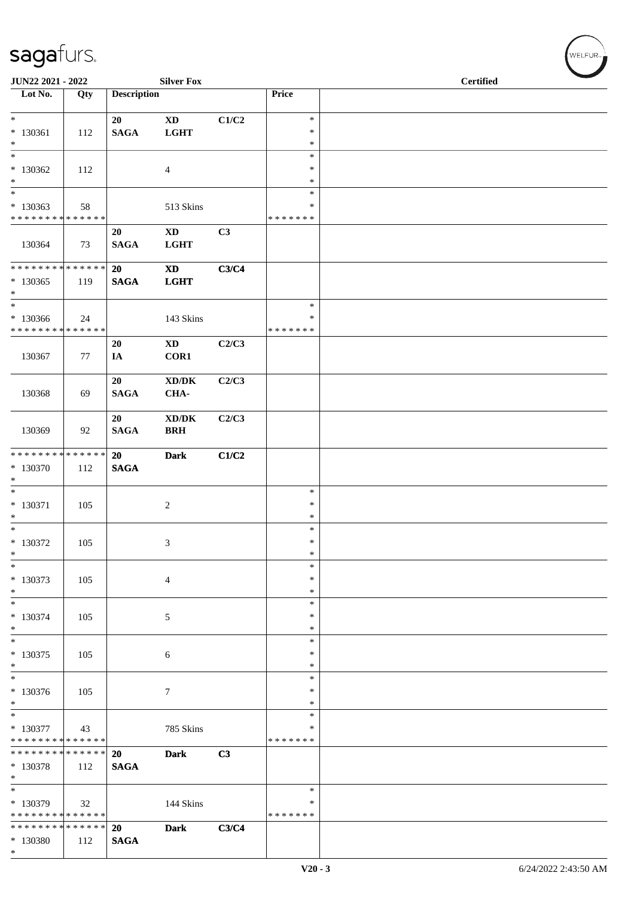| Lot No. | Qty | Description | | | Price | |
|---|---|---|---|---|---|---|
| *<br>* 130361<br>* | 112 | 20<br>SAGA | XD<br>LGHT | C1/C2 | *<br>*<br>* | |
| *<br>* 130362<br>* | 112 | | 4 | | *<br>*<br>* | |
| *<br>* 130363<br>* * * * * * * * * * * * * * | 58 | | 513 Skins | | *<br>*<br>* * * * * * * | |
| 130364 | 73 | 20<br>SAGA | XD<br>LGHT | C3 | | |
| * * * * * * * * * * * * * *<br>* 130365<br>* | 119 | 20<br>SAGA | XD<br>LGHT | C3/C4 | | |
| *<br>* 130366<br>* * * * * * * * * * * * * * | 24 | | 143 Skins | | *<br>*<br>* * * * * * * | |
| 130367 | 77 | 20<br>IA | XD<br>COR1 | C2/C3 | | |
| 130368 | 69 | 20<br>SAGA | XD/DK<br>CHA- | C2/C3 | | |
| 130369 | 92 | 20<br>SAGA | XD/DK<br>BRH | C2/C3 | | |
| * * * * * * * * * * * * * *<br>* 130370<br>* | 112 | 20<br>SAGA | Dark | C1/C2 | | |
| *<br>* 130371<br>* | 105 | | 2 | | *<br>*<br>* | |
| *<br>* 130372<br>* | 105 | | 3 | | *<br>*<br>* | |
| *<br>* 130373<br>* | 105 | | 4 | | *<br>*<br>* | |
| *<br>* 130374<br>* | 105 | | 5 | | *<br>*<br>* | |
| *<br>* 130375<br>* | 105 | | 6 | | *<br>*<br>* | |
| *<br>* 130376<br>* | 105 | | 7 | | *<br>*<br>* | |
| *<br>* 130377<br>* * * * * * * * * * * * * * | 43 | | 785 Skins | | *<br>*<br>* * * * * * * | |
| * * * * * * * * * * * * * *<br>* 130378<br>* | 112 | 20<br>SAGA | Dark | C3 | | |
| *<br>* 130379<br>* * * * * * * * * * * * * * | 32 | | 144 Skins | | *<br>*<br>* * * * * * * | |
| * * * * * * * * * * * * * *<br>* 130380<br>* | 112 | 20<br>SAGA | Dark | C3/C4 | | |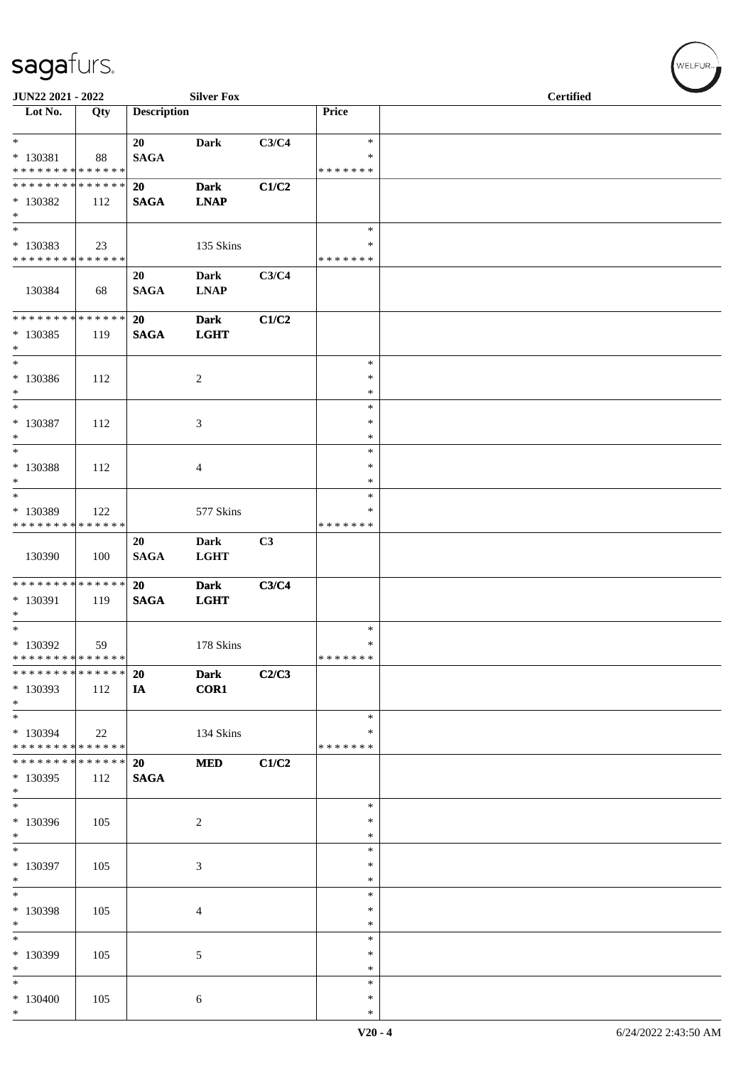| Lot No. | Qty | Description | | | Price | |
|---|---|---|---|---|---|---|
| * <br> * 130381 <br> * * * * * * * * * * * * * * | 88 | 20 <br> SAGA | Dark | C3/C4 | * <br> * <br> * * * * * * * | |
| * * * * * * * * * * * * * * <br> * 130382 <br> * | 112 | 20 <br> SAGA | Dark <br> LNAP | C1/C2 | | |
| * <br> * 130383 <br> * * * * * * * * * * * * * * | 23 | | 135 Skins | | * <br> * <br> * * * * * * * | |
| 130384 | 68 | 20 <br> SAGA | Dark <br> LNAP | C3/C4 | | |
| * * * * * * * * * * * * * * <br> * 130385 <br> * | 119 | 20 <br> SAGA | Dark <br> LGHT | C1/C2 | | |
| * <br> * 130386 <br> * | 112 | | 2 | | * <br> * <br> * | |
| * <br> * 130387 <br> * | 112 | | 3 | | * <br> * <br> * | |
| * <br> * 130388 <br> * | 112 | | 4 | | * <br> * <br> * | |
| * <br> * 130389 <br> * * * * * * * * * * * * * * | 122 | | 577 Skins | | * <br> * <br> * * * * * * * | |
| 130390 | 100 | 20 <br> SAGA | Dark <br> LGHT | C3 | | |
| * * * * * * * * * * * * * * <br> * 130391 <br> * | 119 | 20 <br> SAGA | Dark <br> LGHT | C3/C4 | | |
| * <br> * 130392 <br> * * * * * * * * * * * * * * | 59 | | 178 Skins | | * <br> * <br> * * * * * * * | |
| * * * * * * * * * * * * * * <br> * 130393 <br> * | 112 | 20 <br> IA | Dark <br> COR1 | C2/C3 | | |
| * <br> * 130394 <br> * * * * * * * * * * * * * * | 22 | | 134 Skins | | * <br> * <br> * * * * * * * | |
| * * * * * * * * * * * * * * <br> * 130395 <br> * | 112 | 20 <br> SAGA | MED | C1/C2 | | |
| * <br> * 130396 <br> * | 105 | | 2 | | * <br> * <br> * | |
| * <br> * 130397 <br> * | 105 | | 3 | | * <br> * <br> * | |
| * <br> * 130398 <br> * | 105 | | 4 | | * <br> * <br> * | |
| * <br> * 130399 <br> * | 105 | | 5 | | * <br> * <br> * | |
| * <br> * 130400 <br> * | 105 | | 6 | | * <br> * <br> * | |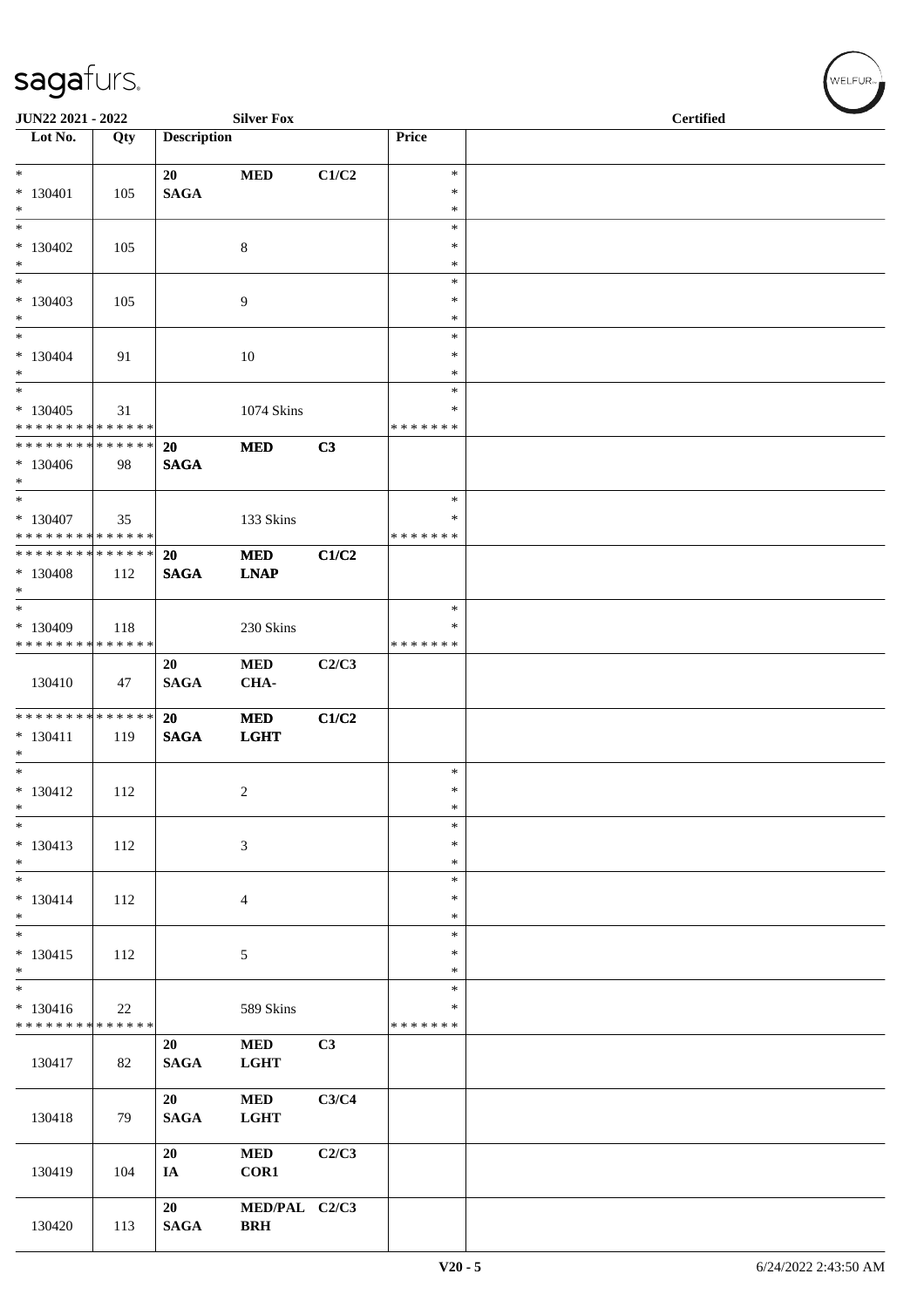JUN22 2021 - 2022 — Silver Fox — Certified

| Lot No. | Qty | Description | | | Price | |
|---|---|---|---|---|---|---|
| * <br> * 130401 <br> * | 105 | 20 <br> SAGA | MED | C1/C2 | * <br> * <br> * | |
| * <br> * 130402 <br> * | 105 | | 8 | | * <br> * <br> * | |
| * <br> * 130403 <br> * | 105 | | 9 | | * <br> * <br> * | |
| * <br> * 130404 <br> * | 91 | | 10 | | * <br> * <br> * | |
| * <br> * 130405 <br> * * * * * * * * * * * * * * | 31 | | 1074 Skins | | * <br> * <br> * * * * * * * | |
| * * * * * * * * * * * * * * <br> * 130406 <br> * | 98 | 20 <br> SAGA | MED | C3 | | |
| * <br> * 130407 <br> * * * * * * * * * * * * * * | 35 | | 133 Skins | | * <br> * <br> * * * * * * * | |
| * * * * * * * * * * * * * * <br> * 130408 <br> * | 112 | 20 <br> SAGA | MED <br> LNAP | C1/C2 | | |
| * <br> * 130409 <br> * * * * * * * * * * * * * * | 118 | | 230 Skins | | * <br> * <br> * * * * * * * | |
| 130410 | 47 | 20 <br> SAGA | MED <br> CHA- | C2/C3 | | |
| * * * * * * * * * * * * * * <br> * 130411 <br> * | 119 | 20 <br> SAGA | MED <br> LGHT | C1/C2 | | |
| * <br> * 130412 <br> * | 112 | | 2 | | * <br> * <br> * | |
| * <br> * 130413 <br> * | 112 | | 3 | | * <br> * <br> * | |
| * <br> * 130414 <br> * | 112 | | 4 | | * <br> * <br> * | |
| * <br> * 130415 <br> * | 112 | | 5 | | * <br> * <br> * | |
| * <br> * 130416 <br> * * * * * * * * * * * * * * | 22 | | 589 Skins | | * <br> * <br> * * * * * * * | |
| 130417 | 82 | 20 <br> SAGA | MED <br> LGHT | C3 | | |
| 130418 | 79 | 20 <br> SAGA | MED <br> LGHT | C3/C4 | | |
| 130419 | 104 | 20 <br> IA | MED <br> COR1 | C2/C3 | | |
| 130420 | 113 | 20 <br> SAGA | MED/PAL <br> BRH | C2/C3 | | |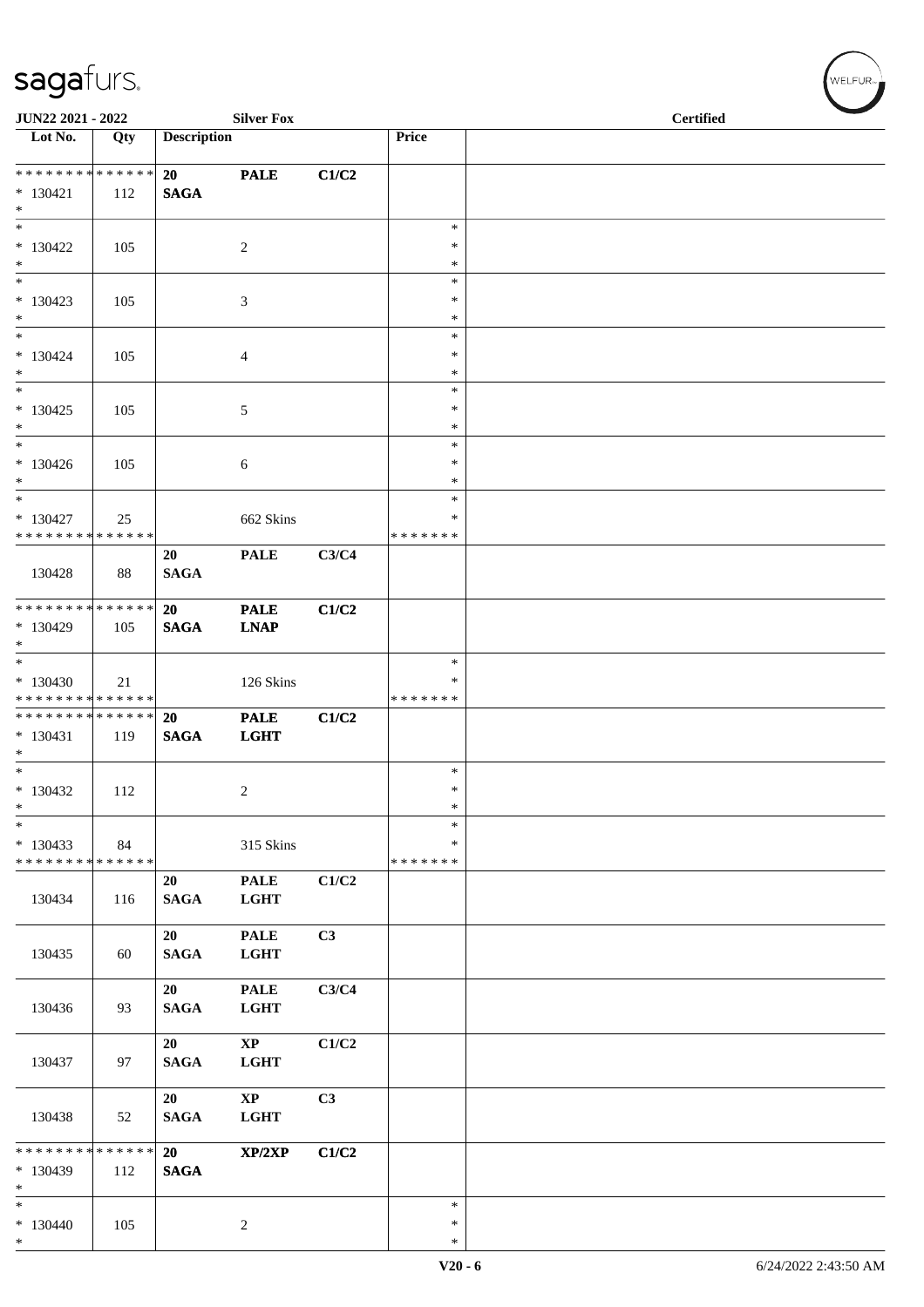JUN22 2021 - 2022 | Silver Fox | Certified

| Lot No. | Qty | Description | | | Price | |
|---|---|---|---|---|---|---|
| * * * * * * * * * * * * * * | | 20 | PALE | C1/C2 | | |
| * 130421 | 112 | SAGA | | | | |
| * | | | | | | |
| * | | | | | * | |
| * 130422 | 105 | | 2 | | * | |
| * | | | | | * | |
| * | | | | | * | |
| * 130423 | 105 | | 3 | | * | |
| * | | | | | * | |
| * | | | | | * | |
| * 130424 | 105 | | 4 | | * | |
| * | | | | | * | |
| * | | | | | * | |
| * 130425 | 105 | | 5 | | * | |
| * | | | | | * | |
| * | | | | | * | |
| * 130426 | 105 | | 6 | | * | |
| * | | | | | * | |
| * | | | | | * | |
| * 130427 | 25 | | 662 Skins | | * | |
| * * * * * * * * * * * * * * | | | | | * * * * * * * | |
| | | 20 | PALE | C3/C4 | | |
| 130428 | 88 | SAGA | | | | |
| * * * * * * * * * * * * * * | | 20 | PALE | C1/C2 | | |
| * 130429 | 105 | SAGA | LNAP | | | |
| * | | | | | | |
| * | | | | | * | |
| * 130430 | 21 | | 126 Skins | | * | |
| * * * * * * * * * * * * * * | | | | | * * * * * * * | |
| * * * * * * * * * * * * * * | | 20 | PALE | C1/C2 | | |
| * 130431 | 119 | SAGA | LGHT | | | |
| * | | | | | | |
| * | | | | | * | |
| * 130432 | 112 | | 2 | | * | |
| * | | | | | * | |
| * | | | | | * | |
| * 130433 | 84 | | 315 Skins | | * | |
| * * * * * * * * * * * * * * | | | | | * * * * * * * | |
| | | 20 | PALE | C1/C2 | | |
| 130434 | 116 | SAGA | LGHT | | | |
| | | 20 | PALE | C3 | | |
| 130435 | 60 | SAGA | LGHT | | | |
| | | 20 | PALE | C3/C4 | | |
| 130436 | 93 | SAGA | LGHT | | | |
| | | 20 | XP | C1/C2 | | |
| 130437 | 97 | SAGA | LGHT | | | |
| | | 20 | XP | C3 | | |
| 130438 | 52 | SAGA | LGHT | | | |
| * * * * * * * * * * * * * * | | 20 | XP/2XP | C1/C2 | | |
| * 130439 | 112 | SAGA | | | | |
| * | | | | | | |
| * | | | | | * | |
| * 130440 | 105 | | 2 | | * | |
| * | | | | | * | |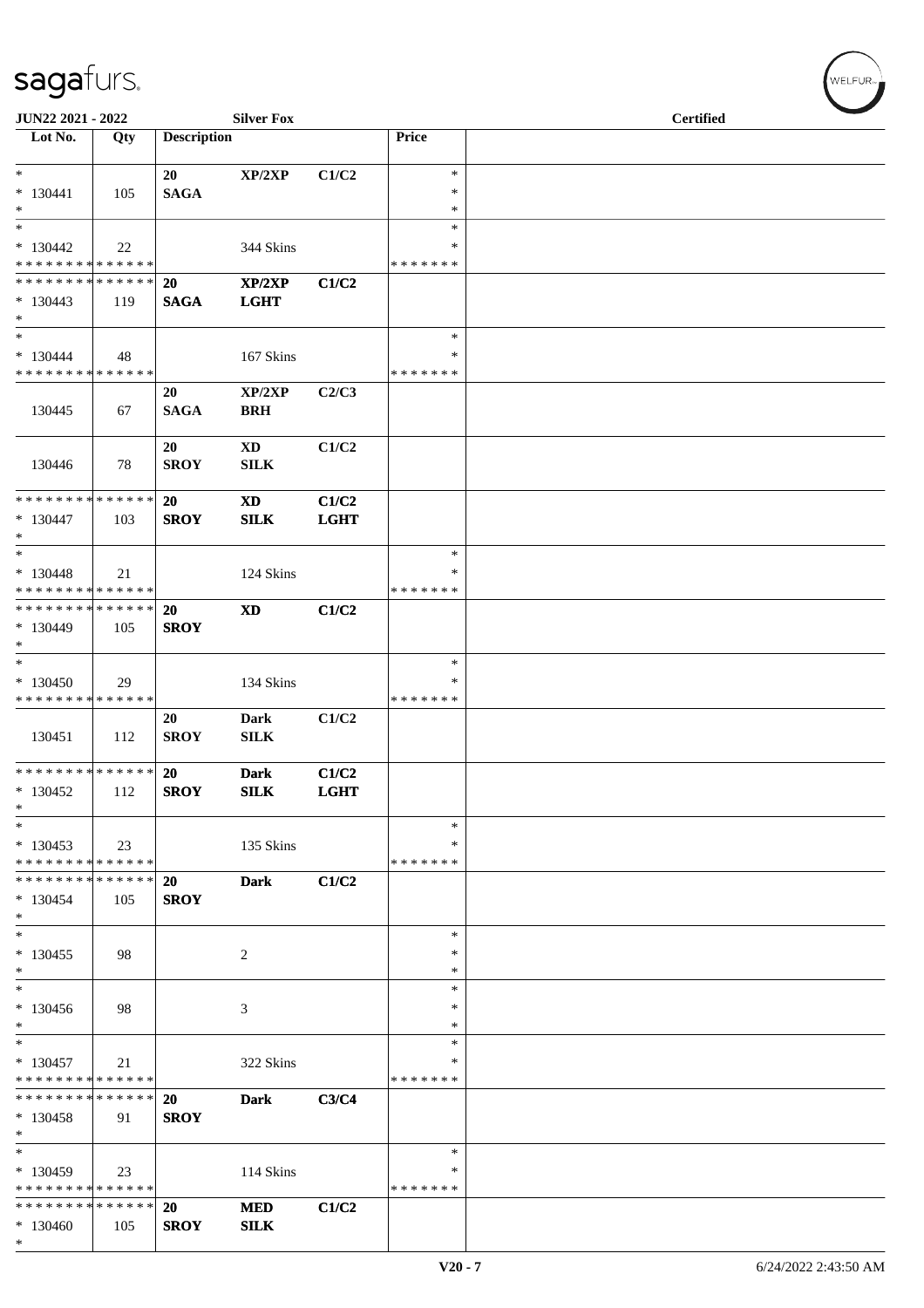**JUN22 2021 - 2022** **Silver Fox** **Certified**

| Lot No. | Qty | Description | | | Price | |
|---|---|---|---|---|---|---|
| * | | **20** | **XP/2XP** | **C1/C2** | * | |
| * 130441 | 105 | **SAGA** | | | * | |
| * | | | | | * | |
| * | | | | | * | |
| * 130442 | 22 | | 344 Skins | | * | |
| * * * * * * * * * * * * * * | | | | | * * * * * * * | |
| * * * * * * * * * * * * * * | | **20** | **XP/2XP** | **C1/C2** | | |
| * 130443 | 119 | **SAGA** | **LGHT** | | | |
| * | | | | | | |
| * | | | | | * | |
| * 130444 | 48 | | 167 Skins | | * | |
| * * * * * * * * * * * * * * | | | | | * * * * * * * | |
| | | **20** | **XP/2XP** | **C2/C3** | | |
| 130445 | 67 | **SAGA** | **BRH** | | | |
| | | **20** | **XD** | **C1/C2** | | |
| 130446 | 78 | **SROY** | **SILK** | | | |
| * * * * * * * * * * * * * * | | **20** | **XD** | **C1/C2** | | |
| * 130447 | 103 | **SROY** | **SILK** | **LGHT** | | |
| * | | | | | | |
| * | | | | | * | |
| * 130448 | 21 | | 124 Skins | | * | |
| * * * * * * * * * * * * * * | | | | | * * * * * * * | |
| * * * * * * * * * * * * * * | | **20** | **XD** | **C1/C2** | | |
| * 130449 | 105 | **SROY** | | | | |
| * | | | | | | |
| * | | | | | * | |
| * 130450 | 29 | | 134 Skins | | * | |
| * * * * * * * * * * * * * * | | | | | * * * * * * * | |
| | | **20** | **Dark** | **C1/C2** | | |
| 130451 | 112 | **SROY** | **SILK** | | | |
| * * * * * * * * * * * * * * | | **20** | **Dark** | **C1/C2** | | |
| * 130452 | 112 | **SROY** | **SILK** | **LGHT** | | |
| * | | | | | | |
| * | | | | | * | |
| * 130453 | 23 | | 135 Skins | | * | |
| * * * * * * * * * * * * * * | | | | | * * * * * * * | |
| * * * * * * * * * * * * * * | | **20** | **Dark** | **C1/C2** | | |
| * 130454 | 105 | **SROY** | | | | |
| * | | | | | | |
| * | | | | | * | |
| * 130455 | 98 | | 2 | | * | |
| * | | | | | * | |
| * | | | | | * | |
| * 130456 | 98 | | 3 | | * | |
| * | | | | | * | |
| * | | | | | * | |
| * 130457 | 21 | | 322 Skins | | * | |
| * * * * * * * * * * * * * * | | | | | * * * * * * * | |
| * * * * * * * * * * * * * * | | **20** | **Dark** | **C3/C4** | | |
| * 130458 | 91 | **SROY** | | | | |
| * | | | | | | |
| * | | | | | * | |
| * 130459 | 23 | | 114 Skins | | * | |
| * * * * * * * * * * * * * * | | | | | * * * * * * * | |
| * * * * * * * * * * * * * * | | **20** | **MED** | **C1/C2** | | |
| * 130460 | 105 | **SROY** | **SILK** | | | |
| * | | | | | | |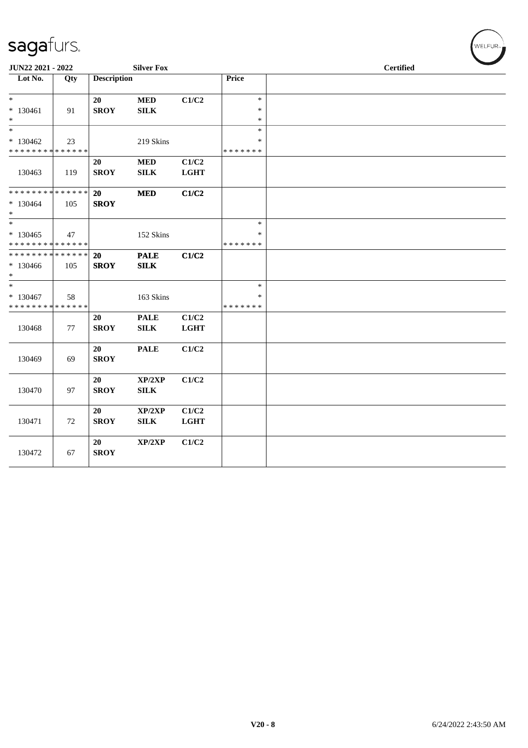**JUN22 2021 - 2022** **Silver Fox** **Certified**

| Lot No. | Qty | Description | | | Price | |
|---|---|---|---|---|---|---|
| * | | 20 | MED | C1/C2 | * | |
| * 130461 | 91 | SROY | SILK | | * | |
| * | | | | | * | |
| * | | | | | * | |
| * 130462 | 23 | | 219 Skins | | * | |
| * * * * * * * * * * * * * * | | | | | * * * * * * * | |
| | | 20 | MED | C1/C2 | | |
| 130463 | 119 | SROY | SILK | LGHT | | |
| * * * * * * * * * * * * * * | | 20 | MED | C1/C2 | | |
| * 130464 | 105 | SROY | | | | |
| * | | | | | | |
| * | | | | | * | |
| * 130465 | 47 | | 152 Skins | | * | |
| * * * * * * * * * * * * * * | | | | | * * * * * * * | |
| * * * * * * * * * * * * * * | | 20 | PALE | C1/C2 | | |
| * 130466 | 105 | SROY | SILK | | | |
| * | | | | | | |
| * | | | | | * | |
| * 130467 | 58 | | 163 Skins | | * | |
| * * * * * * * * * * * * * * | | | | | * * * * * * * | |
| | | 20 | PALE | C1/C2 | | |
| 130468 | 77 | SROY | SILK | LGHT | | |
| | | 20 | PALE | C1/C2 | | |
| 130469 | 69 | SROY | | | | |
| | | 20 | XP/2XP | C1/C2 | | |
| 130470 | 97 | SROY | SILK | | | |
| | | 20 | XP/2XP | C1/C2 | | |
| 130471 | 72 | SROY | SILK | LGHT | | |
| | | 20 | XP/2XP | C1/C2 | | |
| 130472 | 67 | SROY | | | | |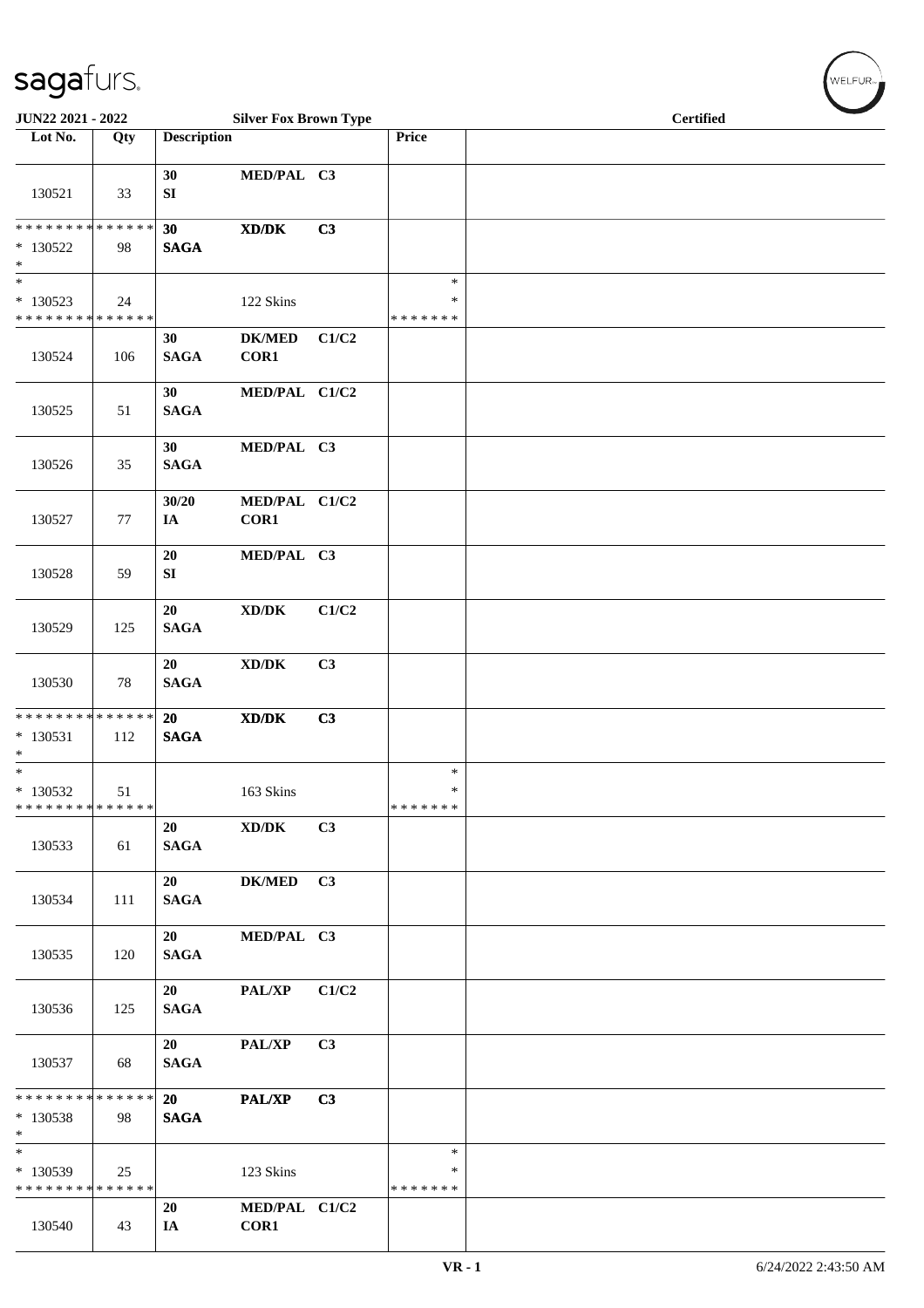| Lot No. | Qty | Description | | | Price | |
|---|---|---|---|---|---|---|
| 130521 | 33 | 30 SI | MED/PAL | C3 | | |
| * * * * * * * * * * * * * * 130522 * | 98 | 30 SAGA | XD/DK | C3 | | |
| * * 130523 * * * * * * * * * * * * * * | 24 | | 122 Skins | | * * * * * * * * * | |
| 130524 | 106 | 30 SAGA | DK/MED COR1 | C1/C2 | | |
| 130525 | 51 | 30 SAGA | MED/PAL | C1/C2 | | |
| 130526 | 35 | 30 SAGA | MED/PAL | C3 | | |
| 130527 | 77 | 30/20 IA | MED/PAL COR1 | C1/C2 | | |
| 130528 | 59 | 20 SI | MED/PAL | C3 | | |
| 130529 | 125 | 20 SAGA | XD/DK | C1/C2 | | |
| 130530 | 78 | 20 SAGA | XD/DK | C3 | | |
| * * * * * * * * * * * * * * 130531 * | 112 | 20 SAGA | XD/DK | C3 | | |
| * * 130532 * * * * * * * * * * * * * * | 51 | | 163 Skins | | * * * * * * * * * | |
| 130533 | 61 | 20 SAGA | XD/DK | C3 | | |
| 130534 | 111 | 20 SAGA | DK/MED | C3 | | |
| 130535 | 120 | 20 SAGA | MED/PAL | C3 | | |
| 130536 | 125 | 20 SAGA | PAL/XP | C1/C2 | | |
| 130537 | 68 | 20 SAGA | PAL/XP | C3 | | |
| * * * * * * * * * * * * * * 130538 * | 98 | 20 SAGA | PAL/XP | C3 | | |
| * * 130539 * * * * * * * * * * * * * * | 25 | | 123 Skins | | * * * * * * * * * | |
| 130540 | 43 | 20 IA | MED/PAL COR1 | C1/C2 | | |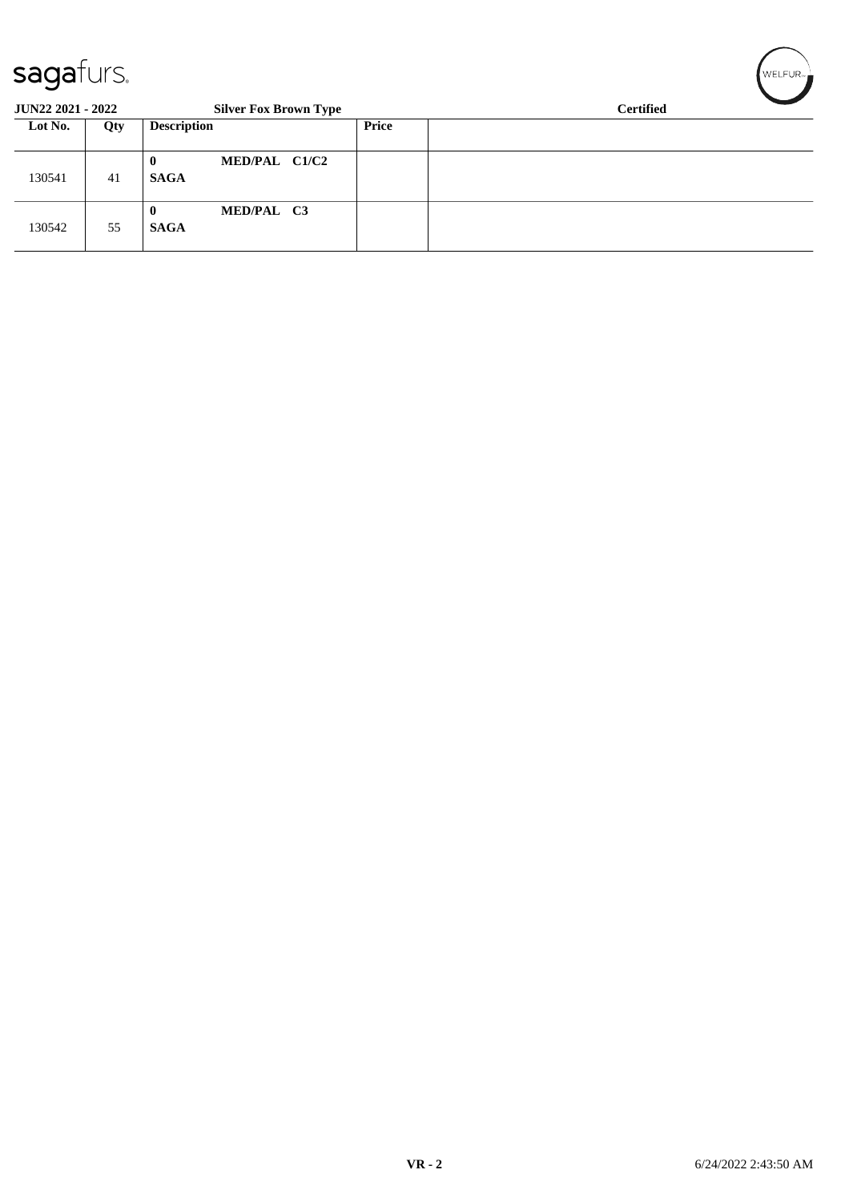**JUN22 2021 - 2022** **Silver Fox Brown Type** **Certified**

| Lot No. | Qty | Description | Price | |
|---|---|---|---|---|
| 130541 | 41 | **0** **MED/PAL C1/C2** **SAGA** | | |
| 130542 | 55 | **0** **MED/PAL C3** **SAGA** | | |